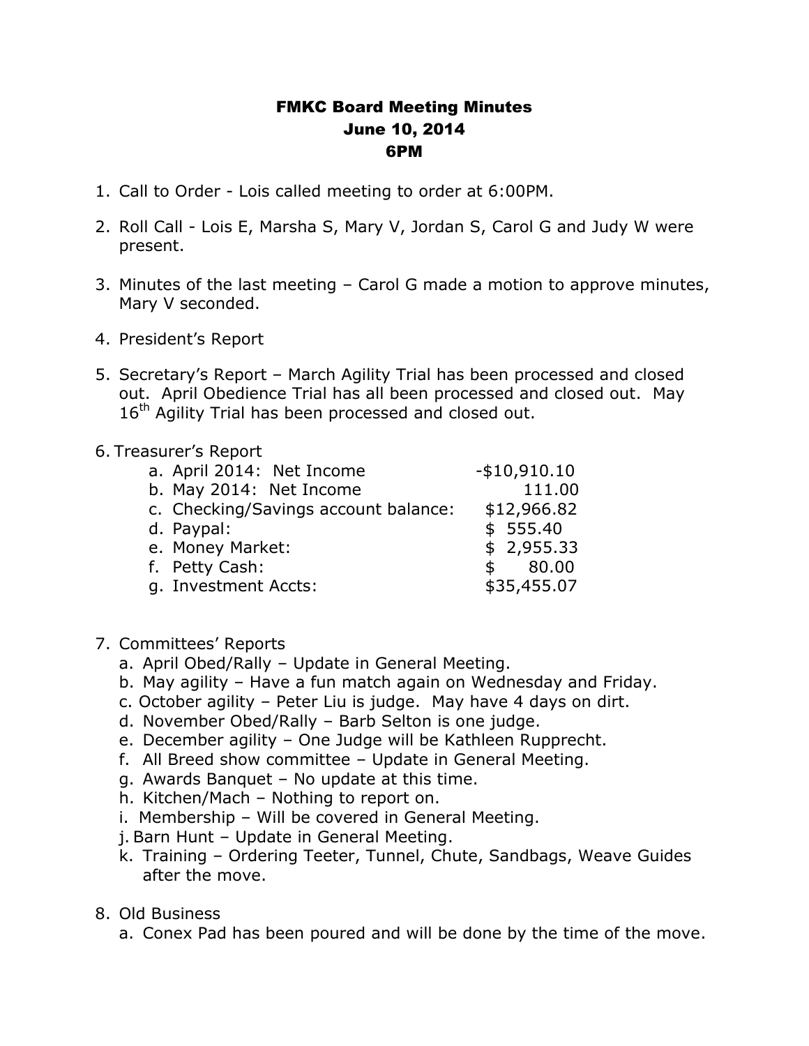# FMKC Board Meeting Minutes
## June 10, 2014
## 6PM

1. Call to Order - Lois called meeting to order at 6:00PM.

2. Roll Call - Lois E, Marsha S, Mary V, Jordan S, Carol G and Judy W were present.

3. Minutes of the last meeting – Carol G made a motion to approve minutes, Mary V seconded.

4. President's Report

5. Secretary's Report – March Agility Trial has been processed and closed out. April Obedience Trial has all been processed and closed out. May 16th Agility Trial has been processed and closed out.

6. Treasurer's Report
   a. April 2014: Net Income -$10,910.10
   b. May 2014: Net Income 111.00
   c. Checking/Savings account balance: $12,966.82
   d. Paypal: $ 555.40
   e. Money Market: $ 2,955.33
   f. Petty Cash: $ 80.00
   g. Investment Accts: $35,455.07

7. Committees' Reports
   a. April Obed/Rally – Update in General Meeting.
   b. May agility – Have a fun match again on Wednesday and Friday.
   c. October agility – Peter Liu is judge. May have 4 days on dirt.
   d. November Obed/Rally – Barb Selton is one judge.
   e. December agility – One Judge will be Kathleen Rupprecht.
   f. All Breed show committee – Update in General Meeting.
   g. Awards Banquet – No update at this time.
   h. Kitchen/Mach – Nothing to report on.
   i. Membership – Will be covered in General Meeting.
   j. Barn Hunt – Update in General Meeting.
   k. Training – Ordering Teeter, Tunnel, Chute, Sandbags, Weave Guides after the move.

8. Old Business
   a. Conex Pad has been poured and will be done by the time of the move.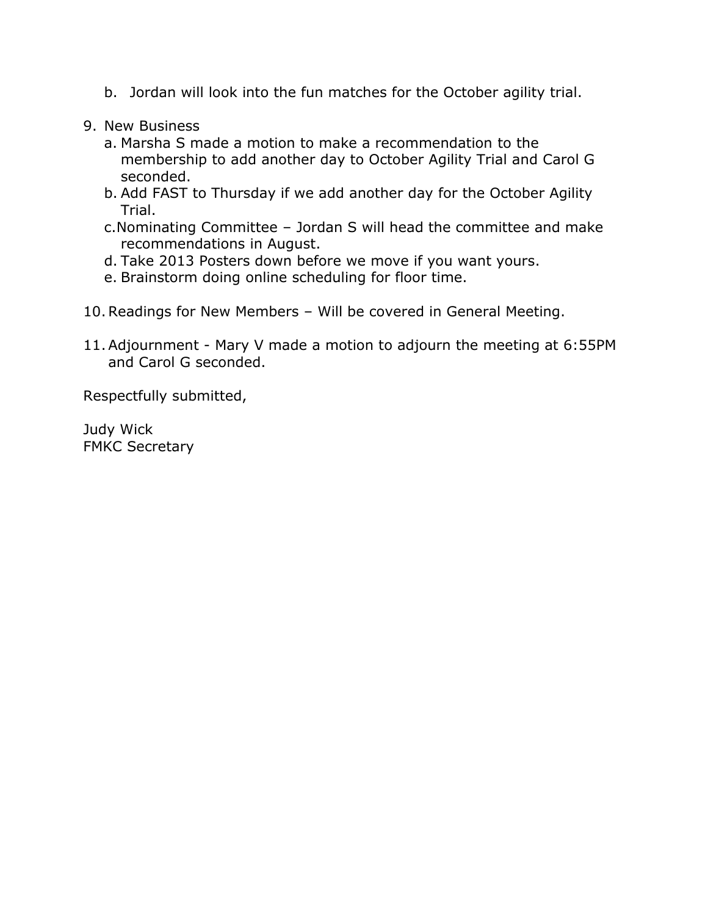b. Jordan will look into the fun matches for the October agility trial.

9. New Business
   a. Marsha S made a motion to make a recommendation to the membership to add another day to October Agility Trial and Carol G seconded.
   b. Add FAST to Thursday if we add another day for the October Agility Trial.
   c. Nominating Committee – Jordan S will head the committee and make recommendations in August.
   d. Take 2013 Posters down before we move if you want yours.
   e. Brainstorm doing online scheduling for floor time.

10. Readings for New Members – Will be covered in General Meeting.

11. Adjournment - Mary V made a motion to adjourn the meeting at 6:55PM and Carol G seconded.

Respectfully submitted,

Judy Wick
FMKC Secretary